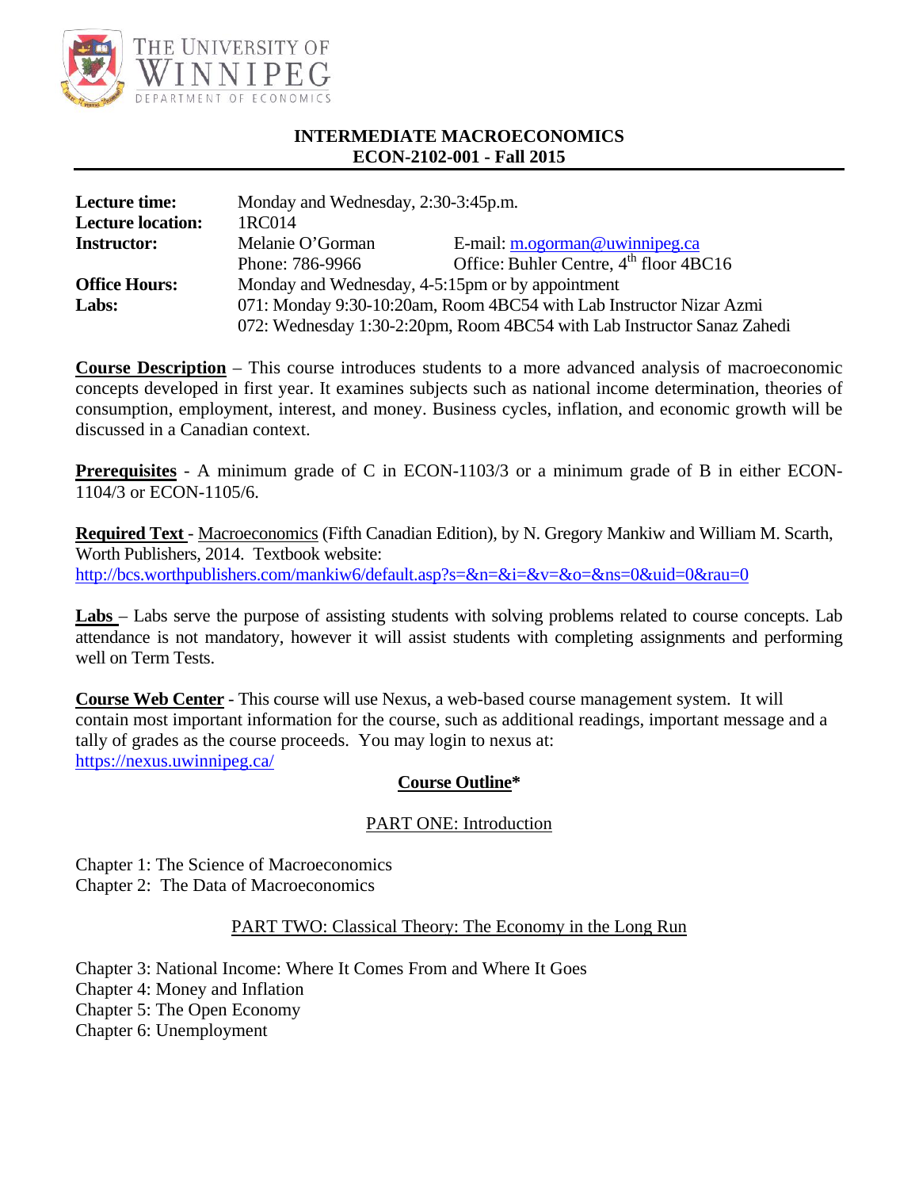THE UNIVERSITY OF WINNIPEG
DEPARTMENT OF ECONOMICS

# INTERMEDIATE MACROECONOMICS
## ECON-2102-001 - Fall 2015

| | | |
|---|---|---|
| **Lecture time:** | Monday and Wednesday, 2:30-3:45p.m. | |
| **Lecture location:** | 1RC014 | |
| **Instructor:** | Melanie O'Gorman | E-mail: m.ogorman@uwinnipeg.ca |
| | Phone: 786-9966 | Office: Buhler Centre, 4th floor 4BC16 |
| **Office Hours:** | Monday and Wednesday, 4-5:15pm or by appointment | |
| **Labs:** | 071: Monday 9:30-10:20am, Room 4BC54 with Lab Instructor Nizar Azmi | |
| | 072: Wednesday 1:30-2:20pm, Room 4BC54 with Lab Instructor Sanaz Zahedi | |

**Course Description** – This course introduces students to a more advanced analysis of macroeconomic concepts developed in first year. It examines subjects such as national income determination, theories of consumption, employment, interest, and money. Business cycles, inflation, and economic growth will be discussed in a Canadian context.

**Prerequisites** - A minimum grade of C in ECON-1103/3 or a minimum grade of B in either ECON-1104/3 or ECON-1105/6.

**Required Text** - Macroeconomics (Fifth Canadian Edition), by N. Gregory Mankiw and William M. Scarth, Worth Publishers, 2014. Textbook website:
http://bcs.worthpublishers.com/mankiw6/default.asp?s=&n=&i=&v=&o=&ns=0&uid=0&rau=0

**Labs** – Labs serve the purpose of assisting students with solving problems related to course concepts. Lab attendance is not mandatory, however it will assist students with completing assignments and performing well on Term Tests.

**Course Web Center** - This course will use Nexus, a web-based course management system. It will contain most important information for the course, such as additional readings, important message and a tally of grades as the course proceeds. You may login to nexus at:
https://nexus.uwinnipeg.ca/

## Course Outline*

### PART ONE: Introduction

Chapter 1: The Science of Macroeconomics
Chapter 2: The Data of Macroeconomics

### PART TWO: Classical Theory: The Economy in the Long Run

Chapter 3: National Income: Where It Comes From and Where It Goes
Chapter 4: Money and Inflation
Chapter 5: The Open Economy
Chapter 6: Unemployment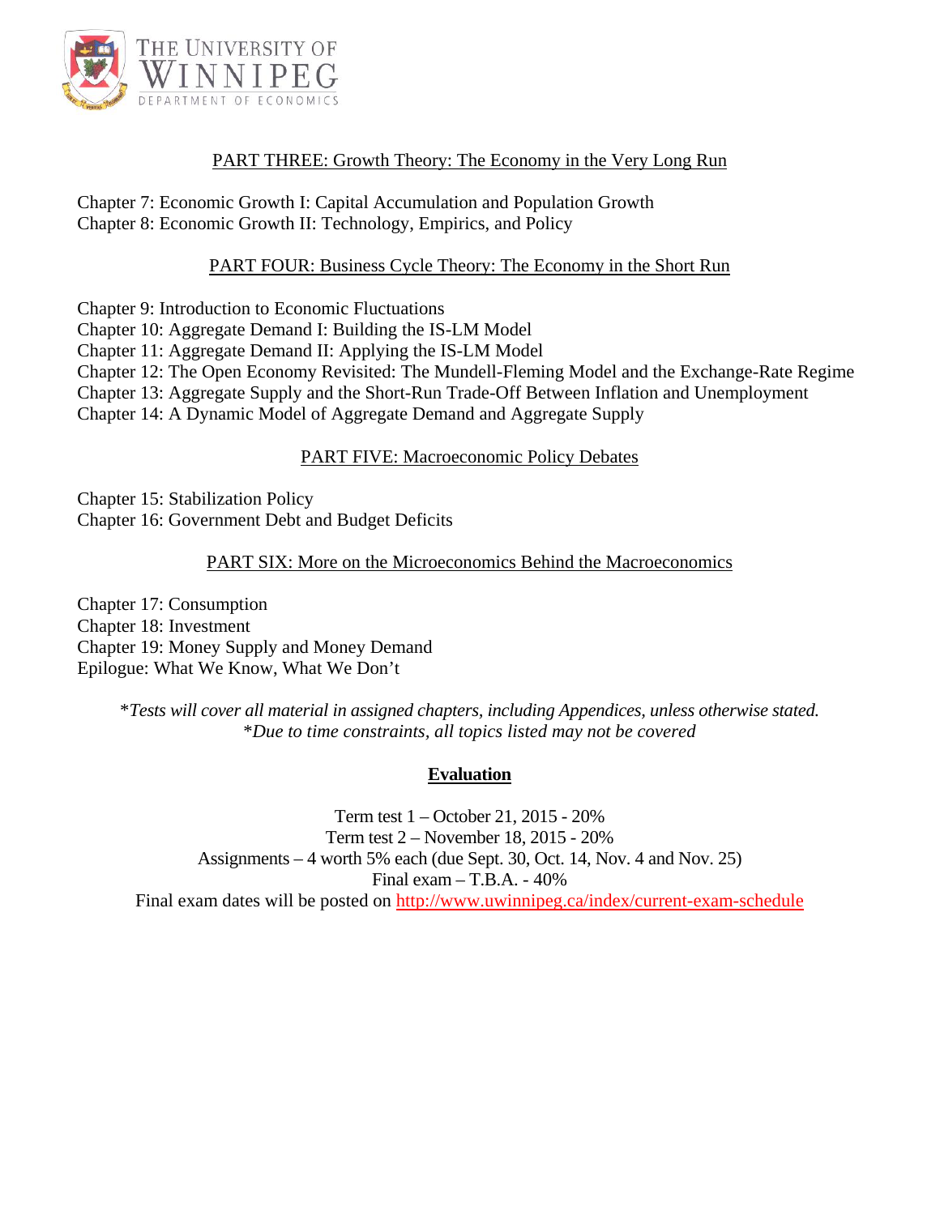## PART THREE: Growth Theory: The Economy in the Very Long Run

Chapter 7: Economic Growth I: Capital Accumulation and Population Growth
Chapter 8: Economic Growth II: Technology, Empirics, and Policy

## PART FOUR: Business Cycle Theory: The Economy in the Short Run

Chapter 9: Introduction to Economic Fluctuations
Chapter 10: Aggregate Demand I: Building the IS-LM Model
Chapter 11: Aggregate Demand II: Applying the IS-LM Model
Chapter 12: The Open Economy Revisited: The Mundell-Fleming Model and the Exchange-Rate Regime
Chapter 13: Aggregate Supply and the Short-Run Trade-Off Between Inflation and Unemployment
Chapter 14: A Dynamic Model of Aggregate Demand and Aggregate Supply

## PART FIVE: Macroeconomic Policy Debates

Chapter 15: Stabilization Policy
Chapter 16: Government Debt and Budget Deficits

## PART SIX: More on the Microeconomics Behind the Macroeconomics

Chapter 17: Consumption
Chapter 18: Investment
Chapter 19: Money Supply and Money Demand
Epilogue: What We Know, What We Don't

**Tests will cover all material in assigned chapters, including Appendices, unless otherwise stated.*
**Due to time constraints, all topics listed may not be covered*

## Evaluation

Term test 1 – October 21, 2015 - 20%
Term test 2 – November 18, 2015 - 20%
Assignments – 4 worth 5% each (due Sept. 30, Oct. 14, Nov. 4 and Nov. 25)
Final exam – T.B.A. - 40%
Final exam dates will be posted on http://www.uwinnipeg.ca/index/current-exam-schedule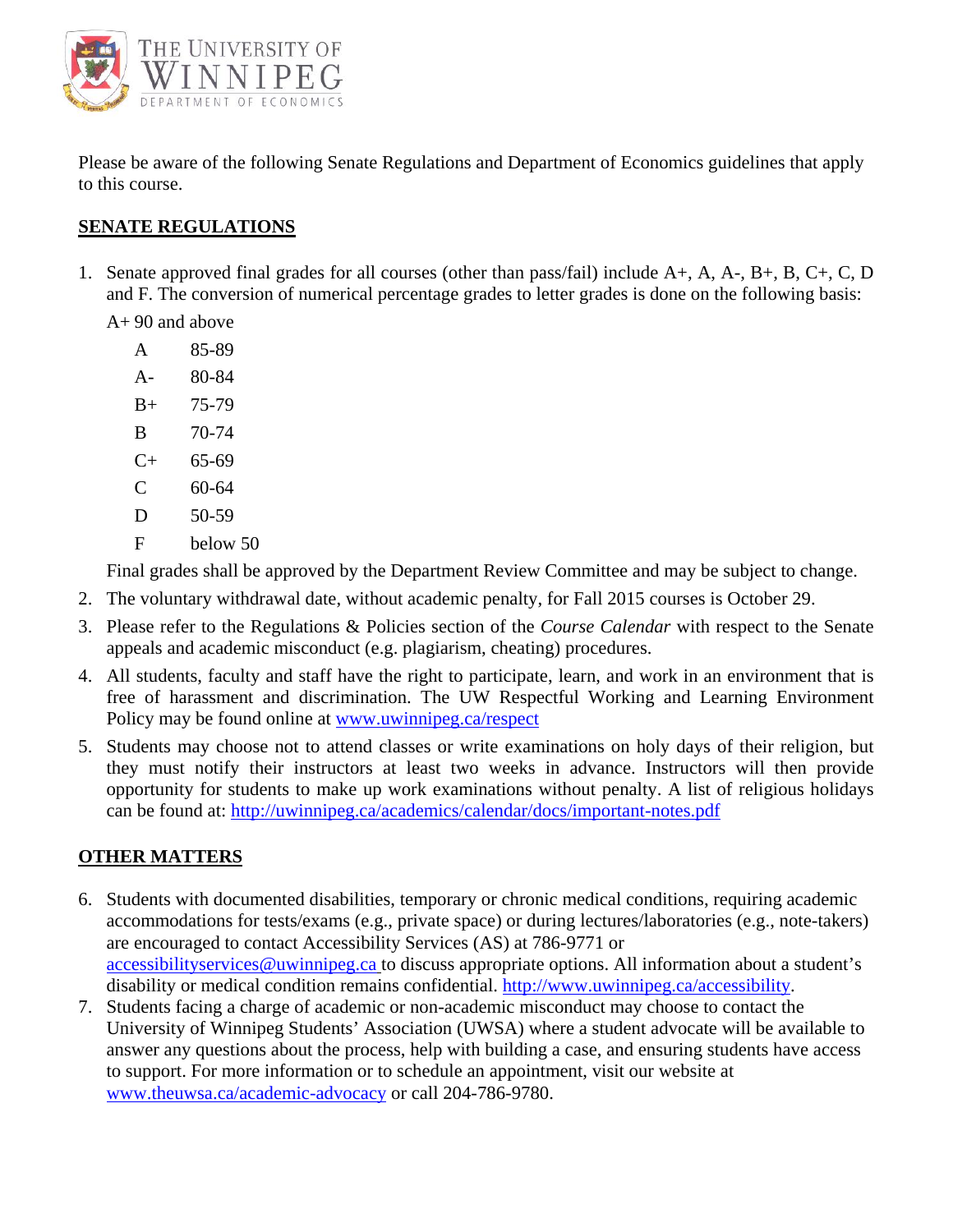THE UNIVERSITY OF WINNIPEG
DEPARTMENT OF ECONOMICS

Please be aware of the following Senate Regulations and Department of Economics guidelines that apply to this course.

## SENATE REGULATIONS

1. Senate approved final grades for all courses (other than pass/fail) include A+, A, A-, B+, B, C+, C, D and F. The conversion of numerical percentage grades to letter grades is done on the following basis:

   | | |
   |---|---|
   | A+ | 90 and above |
   | A | 85-89 |
   | A- | 80-84 |
   | B+ | 75-79 |
   | B | 70-74 |
   | C+ | 65-69 |
   | C | 60-64 |
   | D | 50-59 |
   | F | below 50 |

   Final grades shall be approved by the Department Review Committee and may be subject to change.
2. The voluntary withdrawal date, without academic penalty, for Fall 2015 courses is October 29.
3. Please refer to the Regulations & Policies section of the *Course Calendar* with respect to the Senate appeals and academic misconduct (e.g. plagiarism, cheating) procedures.
4. All students, faculty and staff have the right to participate, learn, and work in an environment that is free of harassment and discrimination. The UW Respectful Working and Learning Environment Policy may be found online at www.uwinnipeg.ca/respect
5. Students may choose not to attend classes or write examinations on holy days of their religion, but they must notify their instructors at least two weeks in advance. Instructors will then provide opportunity for students to make up work examinations without penalty. A list of religious holidays can be found at: http://uwinnipeg.ca/academics/calendar/docs/important-notes.pdf

## OTHER MATTERS

6. Students with documented disabilities, temporary or chronic medical conditions, requiring academic accommodations for tests/exams (e.g., private space) or during lectures/laboratories (e.g., note-takers) are encouraged to contact Accessibility Services (AS) at 786-9771 or accessibilityservices@uwinnipeg.ca to discuss appropriate options. All information about a student's disability or medical condition remains confidential. http://www.uwinnipeg.ca/accessibility.
7. Students facing a charge of academic or non-academic misconduct may choose to contact the University of Winnipeg Students' Association (UWSA) where a student advocate will be available to answer any questions about the process, help with building a case, and ensuring students have access to support. For more information or to schedule an appointment, visit our website at www.theuwsa.ca/academic-advocacy or call 204-786-9780.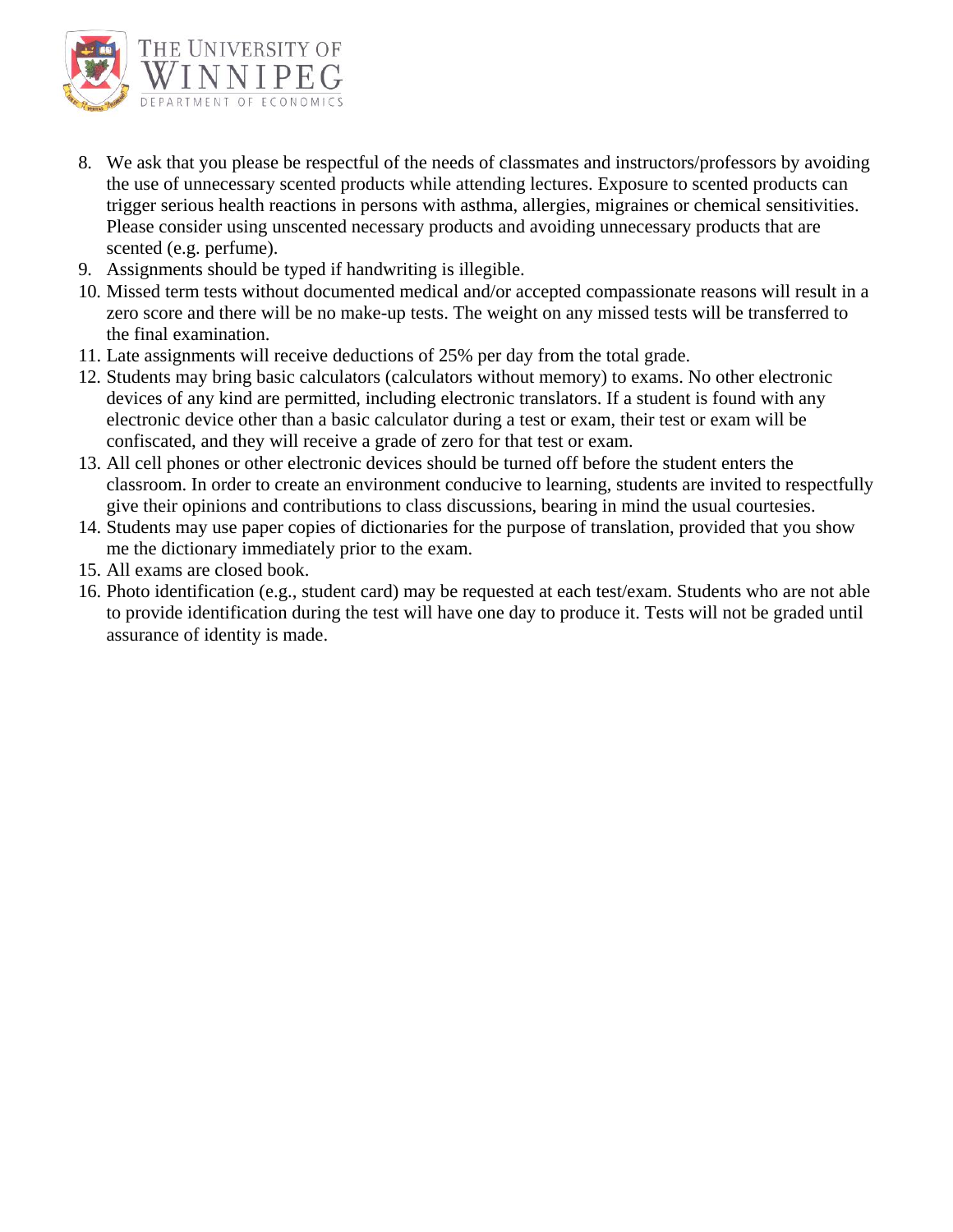8. We ask that you please be respectful of the needs of classmates and instructors/professors by avoiding the use of unnecessary scented products while attending lectures. Exposure to scented products can trigger serious health reactions in persons with asthma, allergies, migraines or chemical sensitivities. Please consider using unscented necessary products and avoiding unnecessary products that are scented (e.g. perfume).
9. Assignments should be typed if handwriting is illegible.
10. Missed term tests without documented medical and/or accepted compassionate reasons will result in a zero score and there will be no make-up tests. The weight on any missed tests will be transferred to the final examination.
11. Late assignments will receive deductions of 25% per day from the total grade.
12. Students may bring basic calculators (calculators without memory) to exams. No other electronic devices of any kind are permitted, including electronic translators. If a student is found with any electronic device other than a basic calculator during a test or exam, their test or exam will be confiscated, and they will receive a grade of zero for that test or exam.
13. All cell phones or other electronic devices should be turned off before the student enters the classroom. In order to create an environment conducive to learning, students are invited to respectfully give their opinions and contributions to class discussions, bearing in mind the usual courtesies.
14. Students may use paper copies of dictionaries for the purpose of translation, provided that you show me the dictionary immediately prior to the exam.
15. All exams are closed book.
16. Photo identification (e.g., student card) may be requested at each test/exam. Students who are not able to provide identification during the test will have one day to produce it. Tests will not be graded until assurance of identity is made.